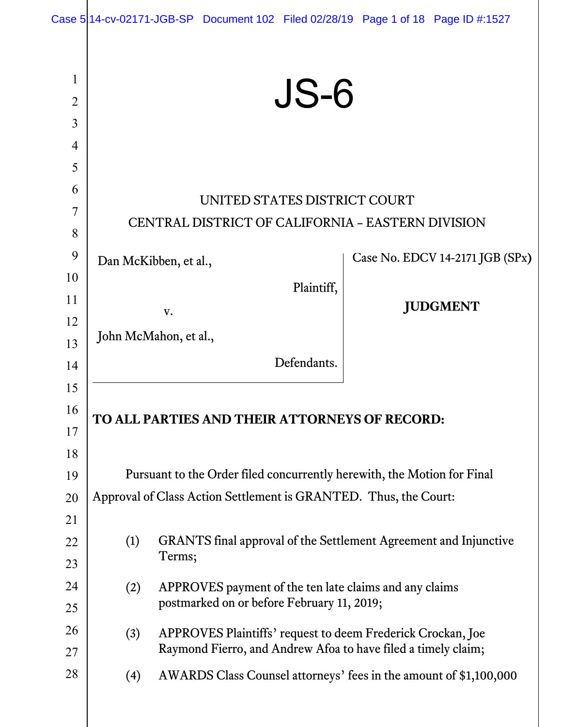# JS-6

UNITED STATES DISTRICT COURT

CENTRAL DISTRICT OF CALIFORNIA – EASTERN DIVISION

Dan McKibben, et al.,

Plaintiff,

v.

John McMahon, et al.,

Defendants.

Case No. EDCV 14-2171 JGB (SPx)

**JUDGMENT**

**TO ALL PARTIES AND THEIR ATTORNEYS OF RECORD:**

Pursuant to the Order filed concurrently herewith, the Motion for Final Approval of Class Action Settlement is GRANTED. Thus, the Court:

(1) GRANTS final approval of the Settlement Agreement and Injunctive Terms;

(2) APPROVES payment of the ten late claims and any claims postmarked on or before February 11, 2019;

(3) APPROVES Plaintiffs' request to deem Frederick Crockan, Joe Raymond Fierro, and Andrew Afoa to have filed a timely claim;

(4) AWARDS Class Counsel attorneys' fees in the amount of $1,100,000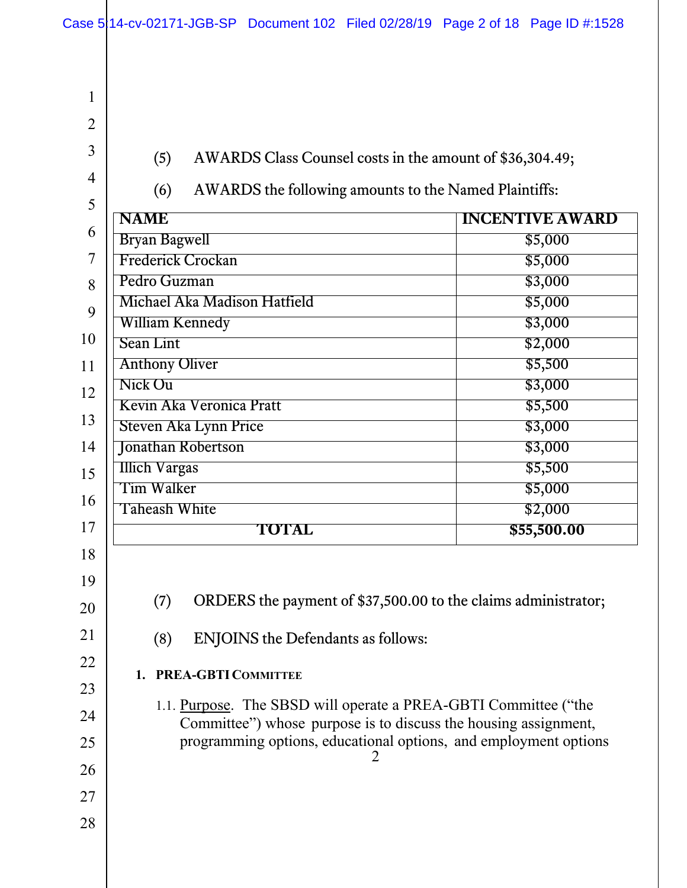(5) AWARDS Class Counsel costs in the amount of $36,304.49;

(6) AWARDS the following amounts to the Named Plaintiffs:

| NAME | INCENTIVE AWARD |
|---|---|
| Bryan Bagwell | $5,000 |
| Frederick Crockan | $5,000 |
| Pedro Guzman | $3,000 |
| Michael Aka Madison Hatfield | $5,000 |
| William Kennedy | $3,000 |
| Sean Lint | $2,000 |
| Anthony Oliver | $5,500 |
| Nick Ou | $3,000 |
| Kevin Aka Veronica Pratt | $5,500 |
| Steven Aka Lynn Price | $3,000 |
| Jonathan Robertson | $3,000 |
| Illich Vargas | $5,500 |
| Tim Walker | $5,000 |
| Taheash White | $2,000 |
| **TOTAL** | **$55,500.00** |

(7) ORDERS the payment of $37,500.00 to the claims administrator;

(8) ENJOINS the Defendants as follows:

**1. PREA-GBTI COMMITTEE**

1.1. Purpose. The SBSD will operate a PREA-GBTI Committee ("the Committee") whose purpose is to discuss the housing assignment, programming options, educational options, and employment options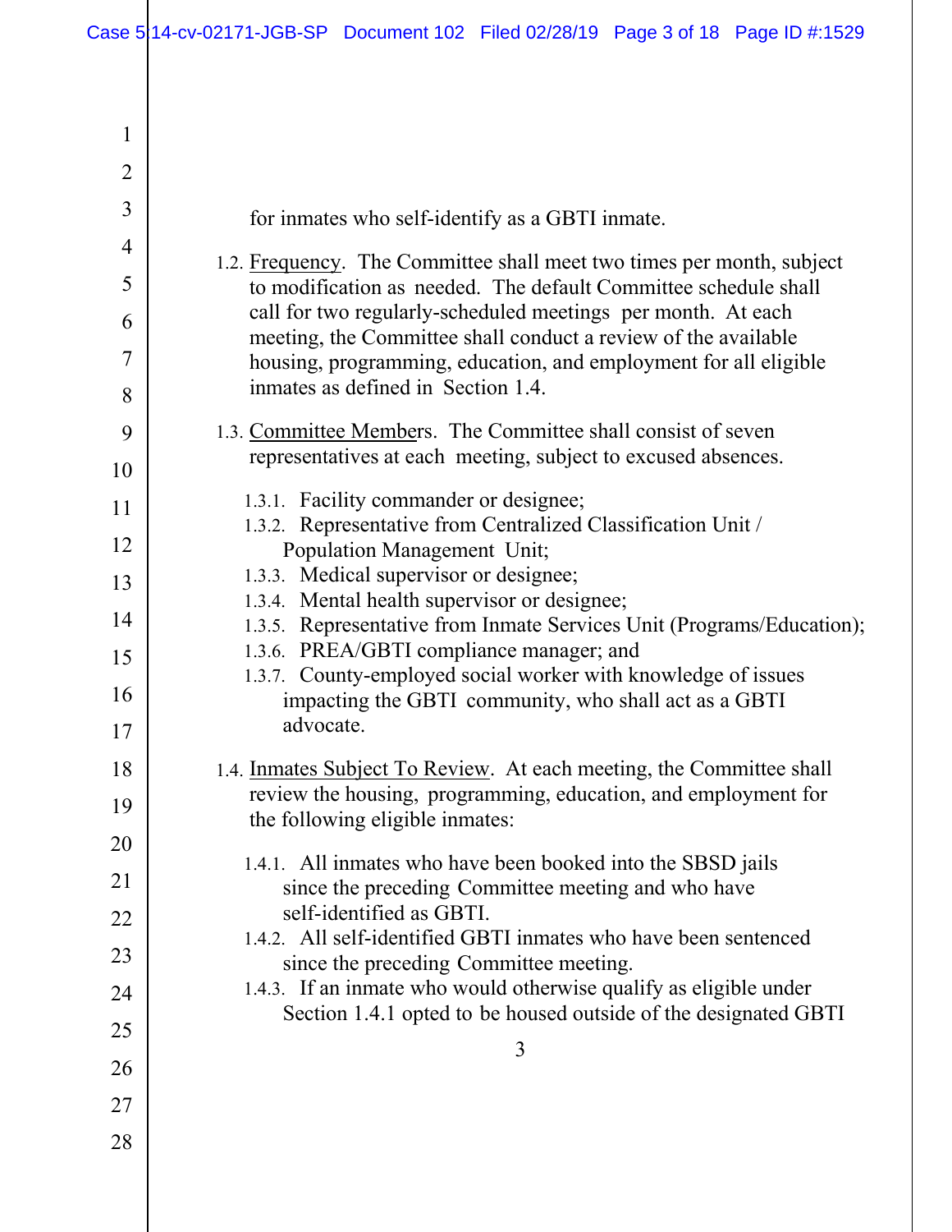for inmates who self-identify as a GBTI inmate.

1.2. Frequency. The Committee shall meet two times per month, subject to modification as needed. The default Committee schedule shall call for two regularly-scheduled meetings per month. At each meeting, the Committee shall conduct a review of the available housing, programming, education, and employment for all eligible inmates as defined in Section 1.4.

1.3. Committee Members. The Committee shall consist of seven representatives at each meeting, subject to excused absences.

1.3.1. Facility commander or designee;
1.3.2. Representative from Centralized Classification Unit / Population Management Unit;
1.3.3. Medical supervisor or designee;
1.3.4. Mental health supervisor or designee;
1.3.5. Representative from Inmate Services Unit (Programs/Education);
1.3.6. PREA/GBTI compliance manager; and
1.3.7. County-employed social worker with knowledge of issues impacting the GBTI community, who shall act as a GBTI advocate.

1.4. Inmates Subject To Review. At each meeting, the Committee shall review the housing, programming, education, and employment for the following eligible inmates:

1.4.1. All inmates who have been booked into the SBSD jails since the preceding Committee meeting and who have self-identified as GBTI.
1.4.2. All self-identified GBTI inmates who have been sentenced since the preceding Committee meeting.
1.4.3. If an inmate who would otherwise qualify as eligible under Section 1.4.1 opted to be housed outside of the designated GBTI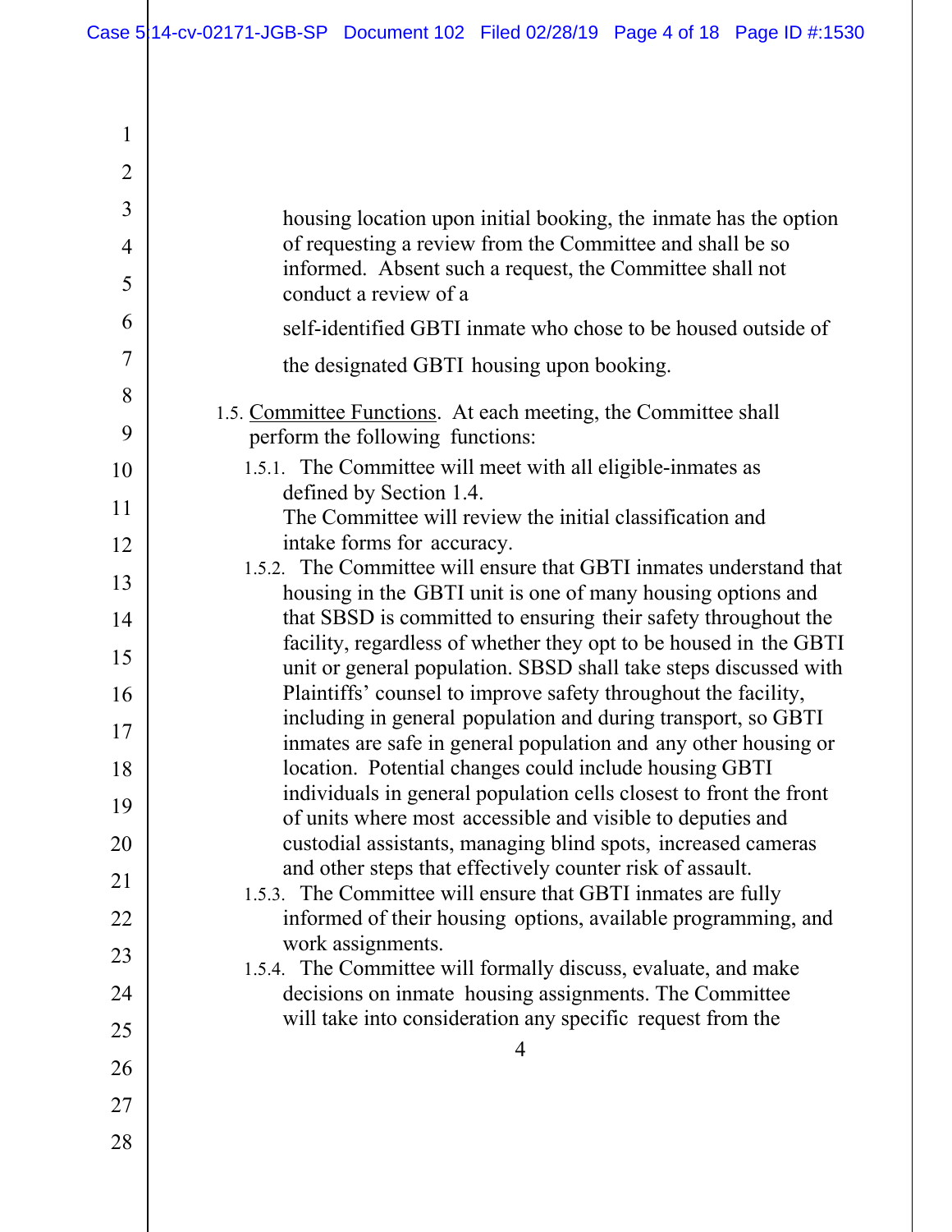housing location upon initial booking, the inmate has the option of requesting a review from the Committee and shall be so informed. Absent such a request, the Committee shall not conduct a review of a self-identified GBTI inmate who chose to be housed outside of the designated GBTI housing upon booking.

1.5. Committee Functions. At each meeting, the Committee shall perform the following functions:

1.5.1. The Committee will meet with all eligible-inmates as defined by Section 1.4. The Committee will review the initial classification and intake forms for accuracy.

1.5.2. The Committee will ensure that GBTI inmates understand that housing in the GBTI unit is one of many housing options and that SBSD is committed to ensuring their safety throughout the facility, regardless of whether they opt to be housed in the GBTI unit or general population. SBSD shall take steps discussed with Plaintiffs' counsel to improve safety throughout the facility, including in general population and during transport, so GBTI inmates are safe in general population and any other housing or location. Potential changes could include housing GBTI individuals in general population cells closest to front the front of units where most accessible and visible to deputies and custodial assistants, managing blind spots, increased cameras and other steps that effectively counter risk of assault.

1.5.3. The Committee will ensure that GBTI inmates are fully informed of their housing options, available programming, and work assignments.

1.5.4. The Committee will formally discuss, evaluate, and make decisions on inmate housing assignments. The Committee will take into consideration any specific request from the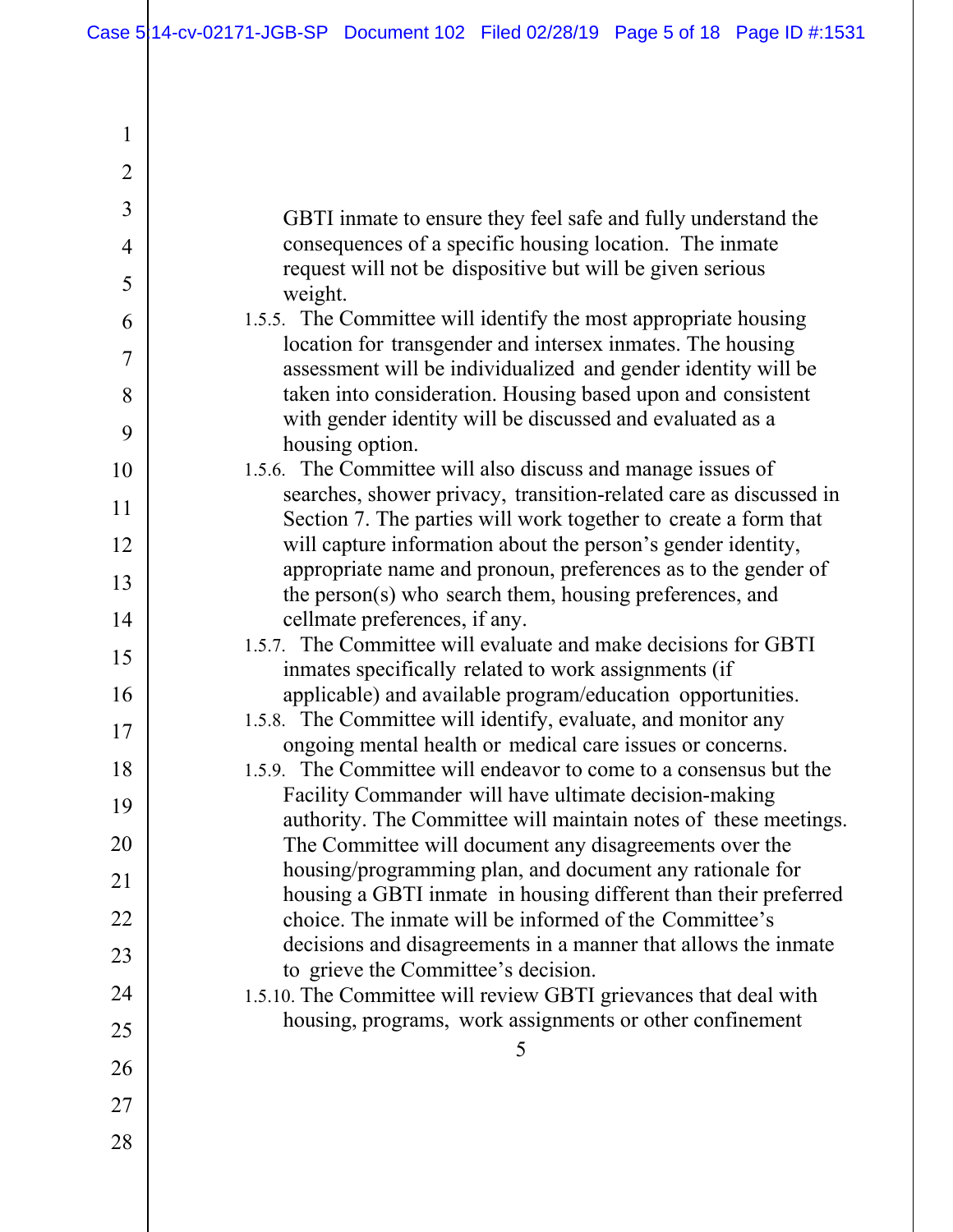GBTI inmate to ensure they feel safe and fully understand the consequences of a specific housing location. The inmate request will not be dispositive but will be given serious weight.

1.5.5. The Committee will identify the most appropriate housing location for transgender and intersex inmates. The housing assessment will be individualized and gender identity will be taken into consideration. Housing based upon and consistent with gender identity will be discussed and evaluated as a housing option.

1.5.6. The Committee will also discuss and manage issues of searches, shower privacy, transition-related care as discussed in Section 7. The parties will work together to create a form that will capture information about the person's gender identity, appropriate name and pronoun, preferences as to the gender of the person(s) who search them, housing preferences, and cellmate preferences, if any.

1.5.7. The Committee will evaluate and make decisions for GBTI inmates specifically related to work assignments (if applicable) and available program/education opportunities.

1.5.8. The Committee will identify, evaluate, and monitor any ongoing mental health or medical care issues or concerns.

1.5.9. The Committee will endeavor to come to a consensus but the Facility Commander will have ultimate decision-making authority. The Committee will maintain notes of these meetings. The Committee will document any disagreements over the housing/programming plan, and document any rationale for housing a GBTI inmate in housing different than their preferred choice. The inmate will be informed of the Committee's decisions and disagreements in a manner that allows the inmate to grieve the Committee's decision.

1.5.10. The Committee will review GBTI grievances that deal with housing, programs, work assignments or other confinement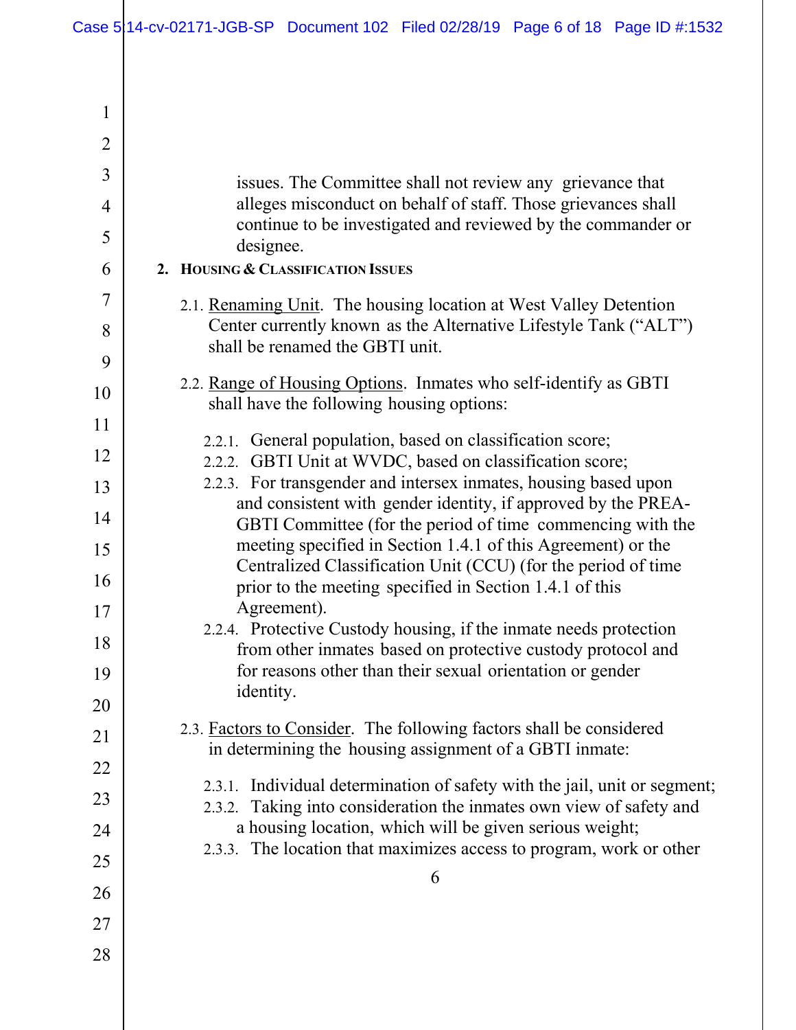issues. The Committee shall not review any grievance that alleges misconduct on behalf of staff. Those grievances shall continue to be investigated and reviewed by the commander or designee.

**2. HOUSING & CLASSIFICATION ISSUES**

2.1. Renaming Unit. The housing location at West Valley Detention Center currently known as the Alternative Lifestyle Tank ("ALT") shall be renamed the GBTI unit.

2.2. Range of Housing Options. Inmates who self-identify as GBTI shall have the following housing options:

2.2.1. General population, based on classification score;

2.2.2. GBTI Unit at WVDC, based on classification score;

2.2.3. For transgender and intersex inmates, housing based upon and consistent with gender identity, if approved by the PREA-GBTI Committee (for the period of time commencing with the meeting specified in Section 1.4.1 of this Agreement) or the Centralized Classification Unit (CCU) (for the period of time prior to the meeting specified in Section 1.4.1 of this Agreement).

2.2.4. Protective Custody housing, if the inmate needs protection from other inmates based on protective custody protocol and for reasons other than their sexual orientation or gender identity.

2.3. Factors to Consider. The following factors shall be considered in determining the housing assignment of a GBTI inmate:

2.3.1. Individual determination of safety with the jail, unit or segment;

2.3.2. Taking into consideration the inmates own view of safety and a housing location, which will be given serious weight;

2.3.3. The location that maximizes access to program, work or other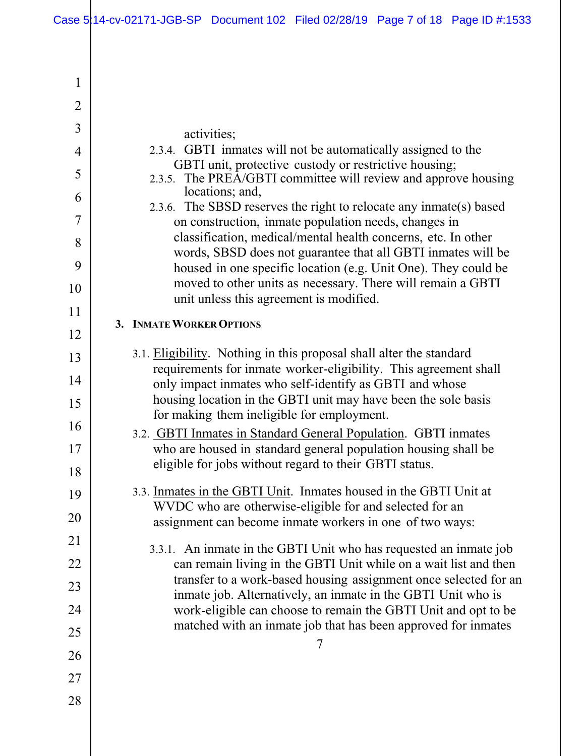activities;

2.3.4. GBTI inmates will not be automatically assigned to the GBTI unit, protective custody or restrictive housing;

2.3.5. The PREA/GBTI committee will review and approve housing locations; and,

2.3.6. The SBSD reserves the right to relocate any inmate(s) based on construction, inmate population needs, changes in classification, medical/mental health concerns, etc. In other words, SBSD does not guarantee that all GBTI inmates will be housed in one specific location (e.g. Unit One). They could be moved to other units as necessary. There will remain a GBTI unit unless this agreement is modified.

## 3. Inmate Worker Options

3.1. Eligibility. Nothing in this proposal shall alter the standard requirements for inmate worker-eligibility. This agreement shall only impact inmates who self-identify as GBTI and whose housing location in the GBTI unit may have been the sole basis for making them ineligible for employment.

3.2. GBTI Inmates in Standard General Population. GBTI inmates who are housed in standard general population housing shall be eligible for jobs without regard to their GBTI status.

3.3. Inmates in the GBTI Unit. Inmates housed in the GBTI Unit at WVDC who are otherwise-eligible for and selected for an assignment can become inmate workers in one of two ways:

3.3.1. An inmate in the GBTI Unit who has requested an inmate job can remain living in the GBTI Unit while on a wait list and then transfer to a work-based housing assignment once selected for an inmate job. Alternatively, an inmate in the GBTI Unit who is work-eligible can choose to remain the GBTI Unit and opt to be matched with an inmate job that has been approved for inmates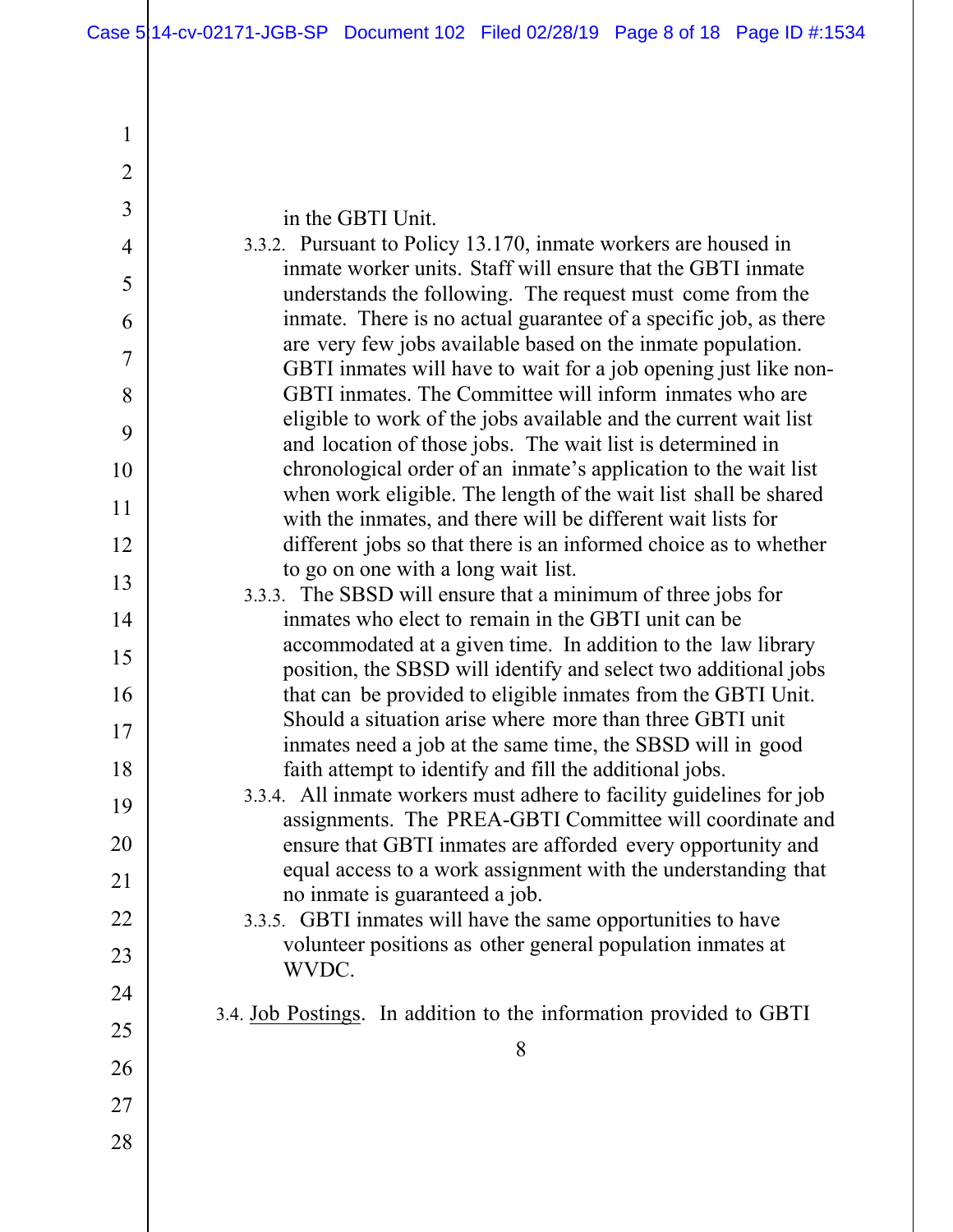in the GBTI Unit.

3.3.2. Pursuant to Policy 13.170, inmate workers are housed in inmate worker units. Staff will ensure that the GBTI inmate understands the following. The request must come from the inmate. There is no actual guarantee of a specific job, as there are very few jobs available based on the inmate population. GBTI inmates will have to wait for a job opening just like non-GBTI inmates. The Committee will inform inmates who are eligible to work of the jobs available and the current wait list and location of those jobs. The wait list is determined in chronological order of an inmate's application to the wait list when work eligible. The length of the wait list shall be shared with the inmates, and there will be different wait lists for different jobs so that there is an informed choice as to whether to go on one with a long wait list.

3.3.3. The SBSD will ensure that a minimum of three jobs for inmates who elect to remain in the GBTI unit can be accommodated at a given time. In addition to the law library position, the SBSD will identify and select two additional jobs that can be provided to eligible inmates from the GBTI Unit. Should a situation arise where more than three GBTI unit inmates need a job at the same time, the SBSD will in good faith attempt to identify and fill the additional jobs.

3.3.4. All inmate workers must adhere to facility guidelines for job assignments. The PREA-GBTI Committee will coordinate and ensure that GBTI inmates are afforded every opportunity and equal access to a work assignment with the understanding that no inmate is guaranteed a job.

3.3.5. GBTI inmates will have the same opportunities to have volunteer positions as other general population inmates at WVDC.

3.4. Job Postings. In addition to the information provided to GBTI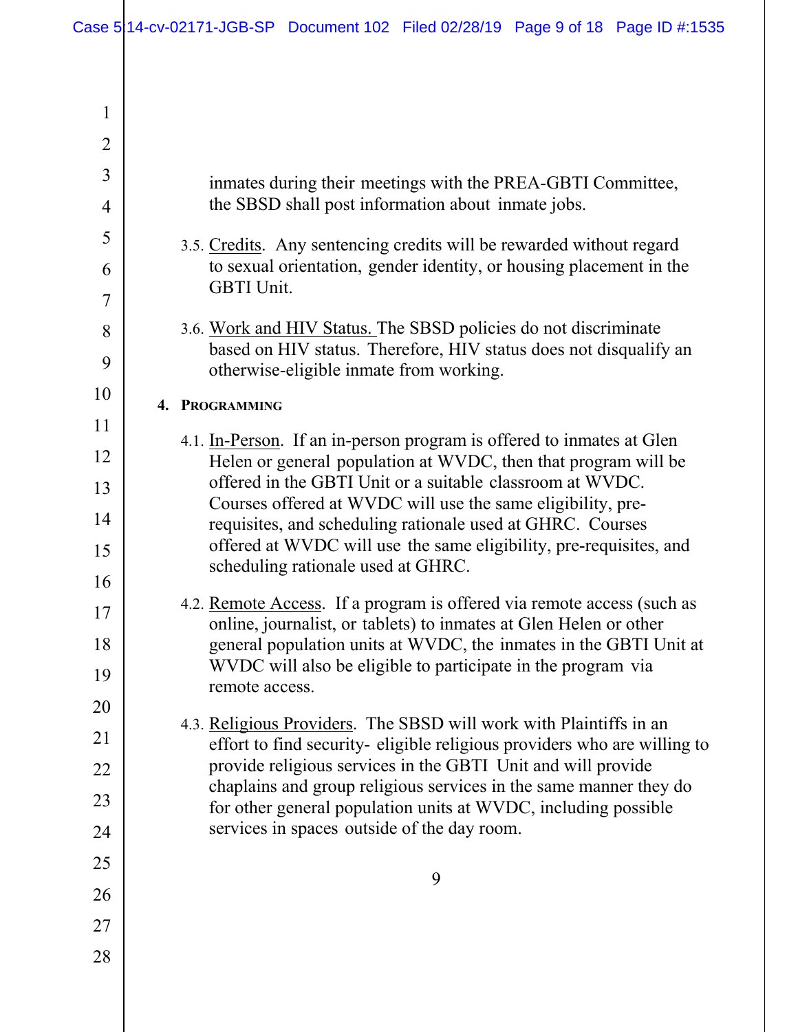inmates during their meetings with the PREA-GBTI Committee, the SBSD shall post information about inmate jobs.

3.5. Credits. Any sentencing credits will be rewarded without regard to sexual orientation, gender identity, or housing placement in the GBTI Unit.

3.6. Work and HIV Status. The SBSD policies do not discriminate based on HIV status. Therefore, HIV status does not disqualify an otherwise-eligible inmate from working.

**4. PROGRAMMING**

4.1. In-Person. If an in-person program is offered to inmates at Glen Helen or general population at WVDC, then that program will be offered in the GBTI Unit or a suitable classroom at WVDC. Courses offered at WVDC will use the same eligibility, pre-requisites, and scheduling rationale used at GHRC. Courses offered at WVDC will use the same eligibility, pre-requisites, and scheduling rationale used at GHRC.

4.2. Remote Access. If a program is offered via remote access (such as online, journalist, or tablets) to inmates at Glen Helen or other general population units at WVDC, the inmates in the GBTI Unit at WVDC will also be eligible to participate in the program via remote access.

4.3. Religious Providers. The SBSD will work with Plaintiffs in an effort to find security- eligible religious providers who are willing to provide religious services in the GBTI Unit and will provide chaplains and group religious services in the same manner they do for other general population units at WVDC, including possible services in spaces outside of the day room.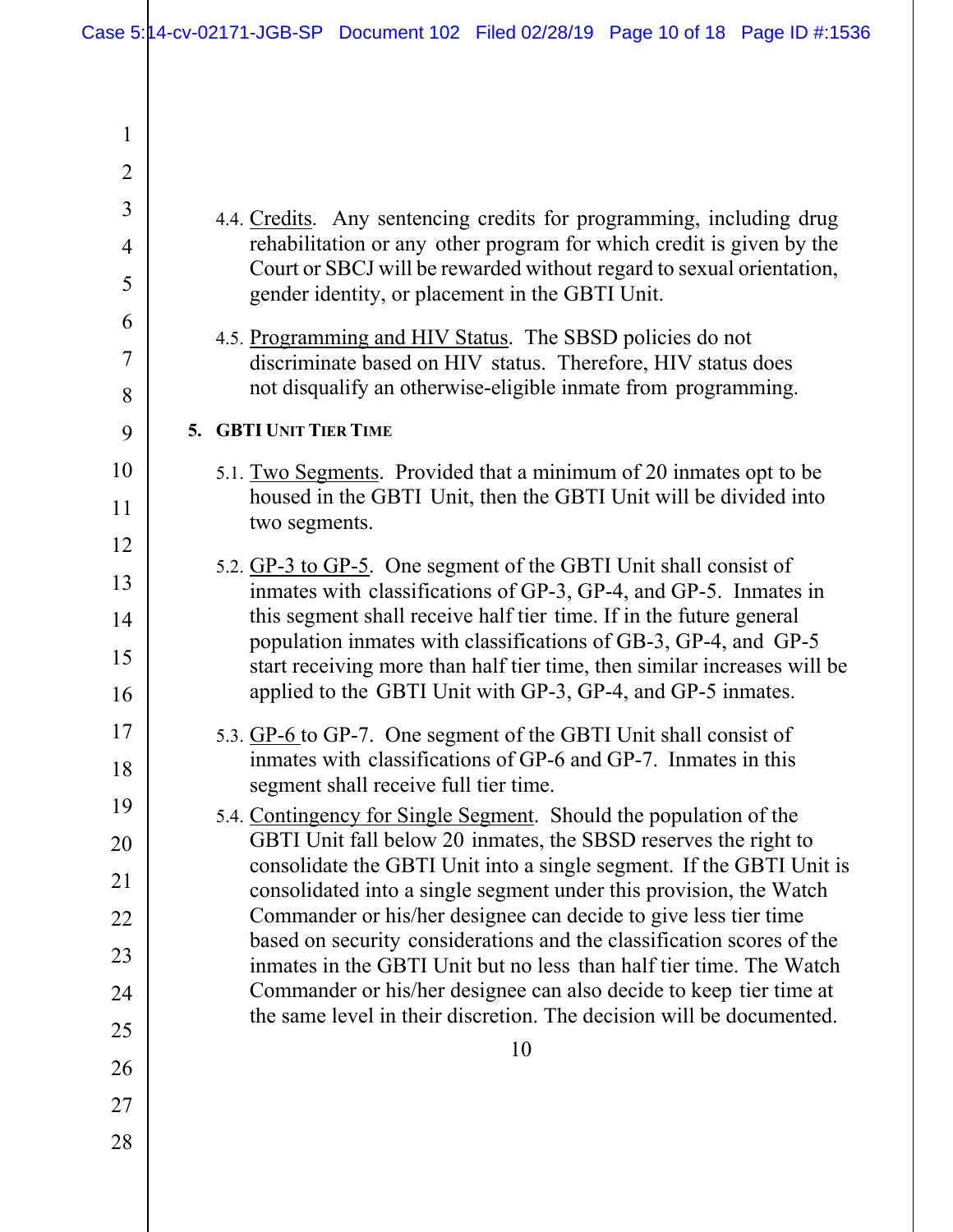4.4. Credits. Any sentencing credits for programming, including drug rehabilitation or any other program for which credit is given by the Court or SBCJ will be rewarded without regard to sexual orientation, gender identity, or placement in the GBTI Unit.

4.5. Programming and HIV Status. The SBSD policies do not discriminate based on HIV status. Therefore, HIV status does not disqualify an otherwise-eligible inmate from programming.

## 5. GBTI Unit Tier Time

5.1. Two Segments. Provided that a minimum of 20 inmates opt to be housed in the GBTI Unit, then the GBTI Unit will be divided into two segments.

5.2. GP-3 to GP-5. One segment of the GBTI Unit shall consist of inmates with classifications of GP-3, GP-4, and GP-5. Inmates in this segment shall receive half tier time. If in the future general population inmates with classifications of GB-3, GP-4, and GP-5 start receiving more than half tier time, then similar increases will be applied to the GBTI Unit with GP-3, GP-4, and GP-5 inmates.

5.3. GP-6 to GP-7. One segment of the GBTI Unit shall consist of inmates with classifications of GP-6 and GP-7. Inmates in this segment shall receive full tier time.

5.4. Contingency for Single Segment. Should the population of the GBTI Unit fall below 20 inmates, the SBSD reserves the right to consolidate the GBTI Unit into a single segment. If the GBTI Unit is consolidated into a single segment under this provision, the Watch Commander or his/her designee can decide to give less tier time based on security considerations and the classification scores of the inmates in the GBTI Unit but no less than half tier time. The Watch Commander or his/her designee can also decide to keep tier time at the same level in their discretion. The decision will be documented.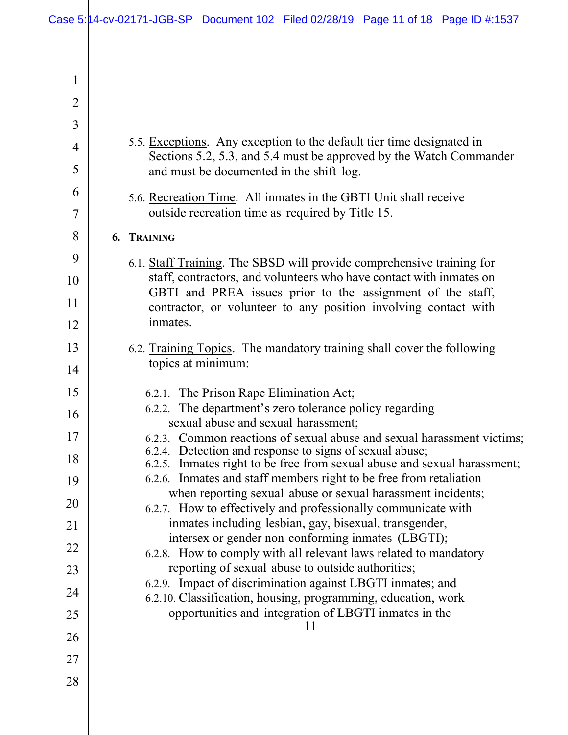5.5. Exceptions. Any exception to the default tier time designated in Sections 5.2, 5.3, and 5.4 must be approved by the Watch Commander and must be documented in the shift log.

5.6. Recreation Time. All inmates in the GBTI Unit shall receive outside recreation time as required by Title 15.

## 6. TRAINING

6.1. Staff Training. The SBSD will provide comprehensive training for staff, contractors, and volunteers who have contact with inmates on GBTI and PREA issues prior to the assignment of the staff, contractor, or volunteer to any position involving contact with inmates.

6.2. Training Topics. The mandatory training shall cover the following topics at minimum:

6.2.1. The Prison Rape Elimination Act;
6.2.2. The department's zero tolerance policy regarding sexual abuse and sexual harassment;
6.2.3. Common reactions of sexual abuse and sexual harassment victims;
6.2.4. Detection and response to signs of sexual abuse;
6.2.5. Inmates right to be free from sexual abuse and sexual harassment;
6.2.6. Inmates and staff members right to be free from retaliation when reporting sexual abuse or sexual harassment incidents;
6.2.7. How to effectively and professionally communicate with inmates including lesbian, gay, bisexual, transgender, intersex or gender non-conforming inmates (LBGTI);
6.2.8. How to comply with all relevant laws related to mandatory reporting of sexual abuse to outside authorities;
6.2.9. Impact of discrimination against LBGTI inmates; and
6.2.10. Classification, housing, programming, education, work opportunities and integration of LBGTI inmates in the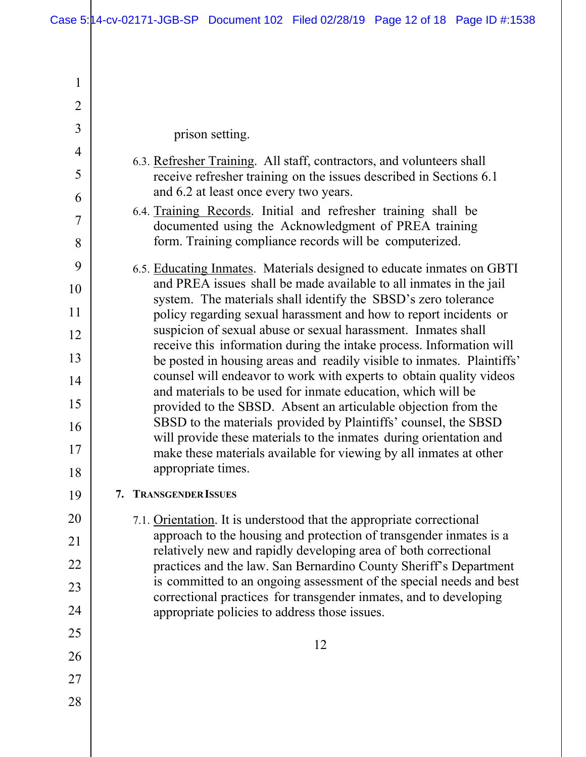prison setting.

6.3. Refresher Training. All staff, contractors, and volunteers shall receive refresher training on the issues described in Sections 6.1 and 6.2 at least once every two years.

6.4. Training Records. Initial and refresher training shall be documented using the Acknowledgment of PREA training form. Training compliance records will be computerized.

6.5. Educating Inmates. Materials designed to educate inmates on GBTI and PREA issues shall be made available to all inmates in the jail system. The materials shall identify the SBSD's zero tolerance policy regarding sexual harassment and how to report incidents or suspicion of sexual abuse or sexual harassment. Inmates shall receive this information during the intake process. Information will be posted in housing areas and readily visible to inmates. Plaintiffs' counsel will endeavor to work with experts to obtain quality videos and materials to be used for inmate education, which will be provided to the SBSD. Absent an articulable objection from the SBSD to the materials provided by Plaintiffs' counsel, the SBSD will provide these materials to the inmates during orientation and make these materials available for viewing by all inmates at other appropriate times.

**7. TRANSGENDER ISSUES**

7.1. Orientation. It is understood that the appropriate correctional approach to the housing and protection of transgender inmates is a relatively new and rapidly developing area of both correctional practices and the law. San Bernardino County Sheriff's Department is committed to an ongoing assessment of the special needs and best correctional practices for transgender inmates, and to developing appropriate policies to address those issues.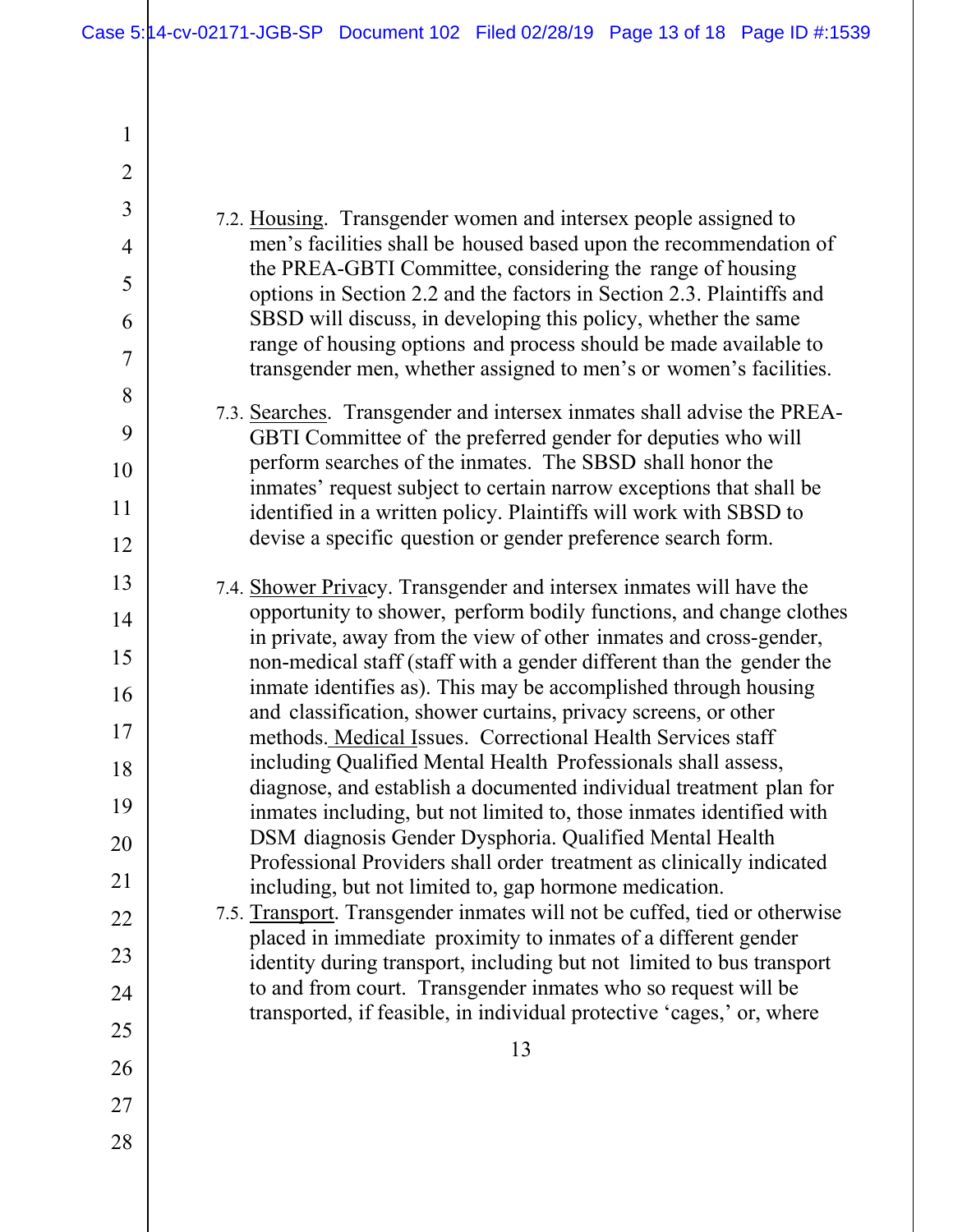7.2. Housing. Transgender women and intersex people assigned to men's facilities shall be housed based upon the recommendation of the PREA-GBTI Committee, considering the range of housing options in Section 2.2 and the factors in Section 2.3. Plaintiffs and SBSD will discuss, in developing this policy, whether the same range of housing options and process should be made available to transgender men, whether assigned to men's or women's facilities.

7.3. Searches. Transgender and intersex inmates shall advise the PREA-GBTI Committee of the preferred gender for deputies who will perform searches of the inmates. The SBSD shall honor the inmates' request subject to certain narrow exceptions that shall be identified in a written policy. Plaintiffs will work with SBSD to devise a specific question or gender preference search form.

7.4. Shower Privacy. Transgender and intersex inmates will have the opportunity to shower, perform bodily functions, and change clothes in private, away from the view of other inmates and cross-gender, non-medical staff (staff with a gender different than the gender the inmate identifies as). This may be accomplished through housing and classification, shower curtains, privacy screens, or other methods. Medical Issues. Correctional Health Services staff including Qualified Mental Health Professionals shall assess, diagnose, and establish a documented individual treatment plan for inmates including, but not limited to, those inmates identified with DSM diagnosis Gender Dysphoria. Qualified Mental Health Professional Providers shall order treatment as clinically indicated including, but not limited to, gap hormone medication.

7.5. Transport. Transgender inmates will not be cuffed, tied or otherwise placed in immediate proximity to inmates of a different gender identity during transport, including but not limited to bus transport to and from court. Transgender inmates who so request will be transported, if feasible, in individual protective 'cages,' or, where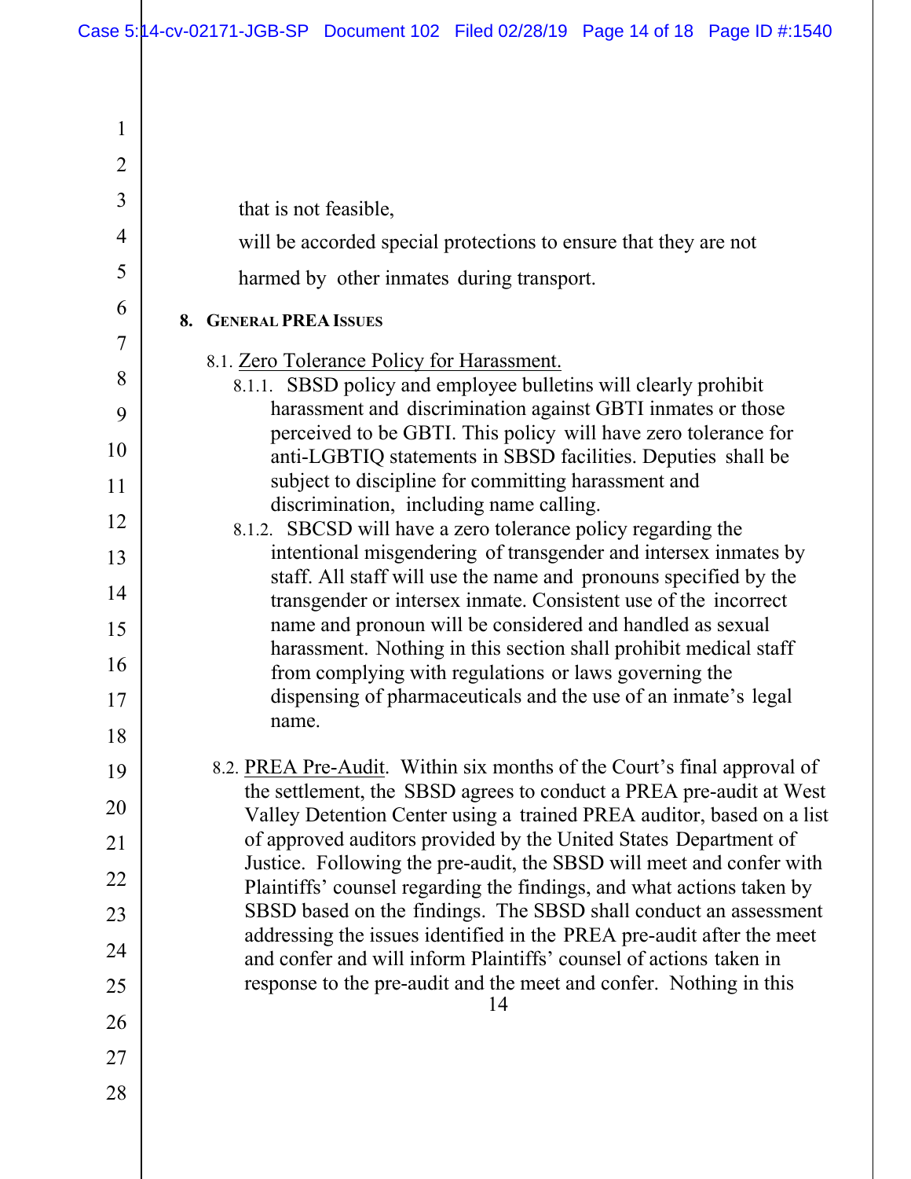that is not feasible,

will be accorded special protections to ensure that they are not harmed by other inmates during transport.

## 8. General PREA Issues

8.1. Zero Tolerance Policy for Harassment.

8.1.1. SBSD policy and employee bulletins will clearly prohibit harassment and discrimination against GBTI inmates or those perceived to be GBTI. This policy will have zero tolerance for anti-LGBTIQ statements in SBSD facilities. Deputies shall be subject to discipline for committing harassment and discrimination, including name calling.

8.1.2. SBCSD will have a zero tolerance policy regarding the intentional misgendering of transgender and intersex inmates by staff. All staff will use the name and pronouns specified by the transgender or intersex inmate. Consistent use of the incorrect name and pronoun will be considered and handled as sexual harassment. Nothing in this section shall prohibit medical staff from complying with regulations or laws governing the dispensing of pharmaceuticals and the use of an inmate's legal name.

8.2. PREA Pre-Audit. Within six months of the Court's final approval of the settlement, the SBSD agrees to conduct a PREA pre-audit at West Valley Detention Center using a trained PREA auditor, based on a list of approved auditors provided by the United States Department of Justice. Following the pre-audit, the SBSD will meet and confer with Plaintiffs' counsel regarding the findings, and what actions taken by SBSD based on the findings. The SBSD shall conduct an assessment addressing the issues identified in the PREA pre-audit after the meet and confer and will inform Plaintiffs' counsel of actions taken in response to the pre-audit and the meet and confer. Nothing in this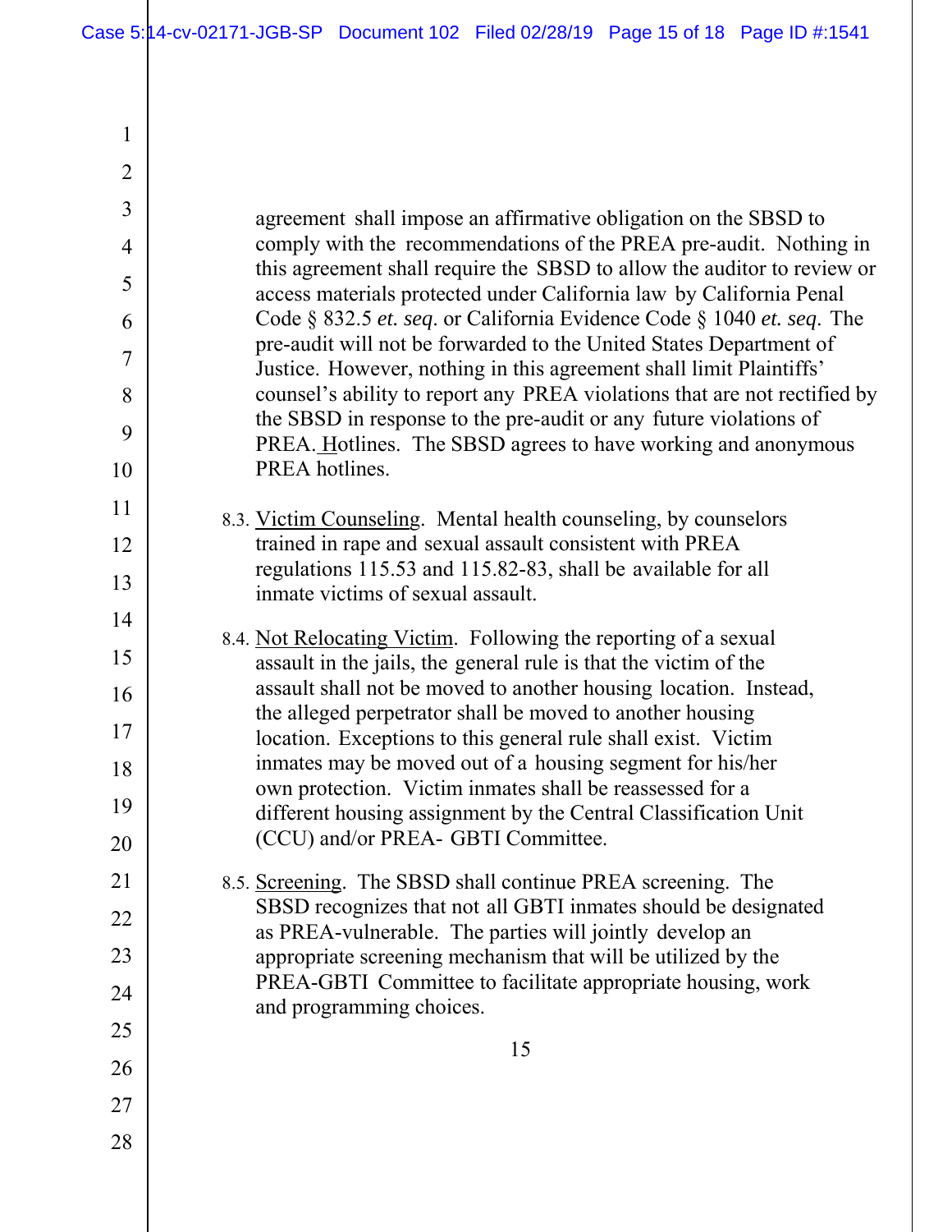agreement shall impose an affirmative obligation on the SBSD to comply with the recommendations of the PREA pre-audit. Nothing in this agreement shall require the SBSD to allow the auditor to review or access materials protected under California law by California Penal Code § 832.5 *et. seq*. or California Evidence Code § 1040 *et. seq*. The pre-audit will not be forwarded to the United States Department of Justice. However, nothing in this agreement shall limit Plaintiffs' counsel's ability to report any PREA violations that are not rectified by the SBSD in response to the pre-audit or any future violations of PREA. Hotlines. The SBSD agrees to have working and anonymous PREA hotlines.

8.3. <u>Victim Counseling</u>. Mental health counseling, by counselors trained in rape and sexual assault consistent with PREA regulations 115.53 and 115.82-83, shall be available for all inmate victims of sexual assault.

8.4. <u>Not Relocating Victim</u>. Following the reporting of a sexual assault in the jails, the general rule is that the victim of the assault shall not be moved to another housing location. Instead, the alleged perpetrator shall be moved to another housing location. Exceptions to this general rule shall exist. Victim inmates may be moved out of a housing segment for his/her own protection. Victim inmates shall be reassessed for a different housing assignment by the Central Classification Unit (CCU) and/or PREA- GBTI Committee.

8.5. <u>Screening</u>. The SBSD shall continue PREA screening. The SBSD recognizes that not all GBTI inmates should be designated as PREA-vulnerable. The parties will jointly develop an appropriate screening mechanism that will be utilized by the PREA-GBTI Committee to facilitate appropriate housing, work and programming choices.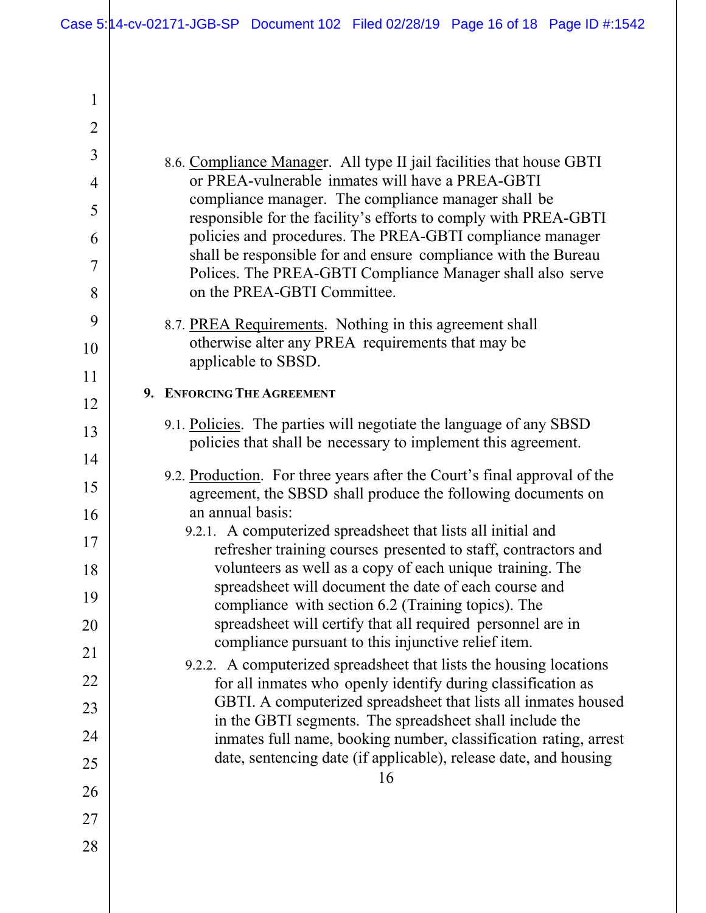8.6. Compliance Manager. All type II jail facilities that house GBTI or PREA-vulnerable inmates will have a PREA-GBTI compliance manager. The compliance manager shall be responsible for the facility's efforts to comply with PREA-GBTI policies and procedures. The PREA-GBTI compliance manager shall be responsible for and ensure compliance with the Bureau Polices. The PREA-GBTI Compliance Manager shall also serve on the PREA-GBTI Committee.

8.7. PREA Requirements. Nothing in this agreement shall otherwise alter any PREA requirements that may be applicable to SBSD.

**9. ENFORCING THE AGREEMENT**

9.1. Policies. The parties will negotiate the language of any SBSD policies that shall be necessary to implement this agreement.

9.2. Production. For three years after the Court's final approval of the agreement, the SBSD shall produce the following documents on an annual basis:

9.2.1. A computerized spreadsheet that lists all initial and refresher training courses presented to staff, contractors and volunteers as well as a copy of each unique training. The spreadsheet will document the date of each course and compliance with section 6.2 (Training topics). The spreadsheet will certify that all required personnel are in compliance pursuant to this injunctive relief item.

9.2.2. A computerized spreadsheet that lists the housing locations for all inmates who openly identify during classification as GBTI. A computerized spreadsheet that lists all inmates housed in the GBTI segments. The spreadsheet shall include the inmates full name, booking number, classification rating, arrest date, sentencing date (if applicable), release date, and housing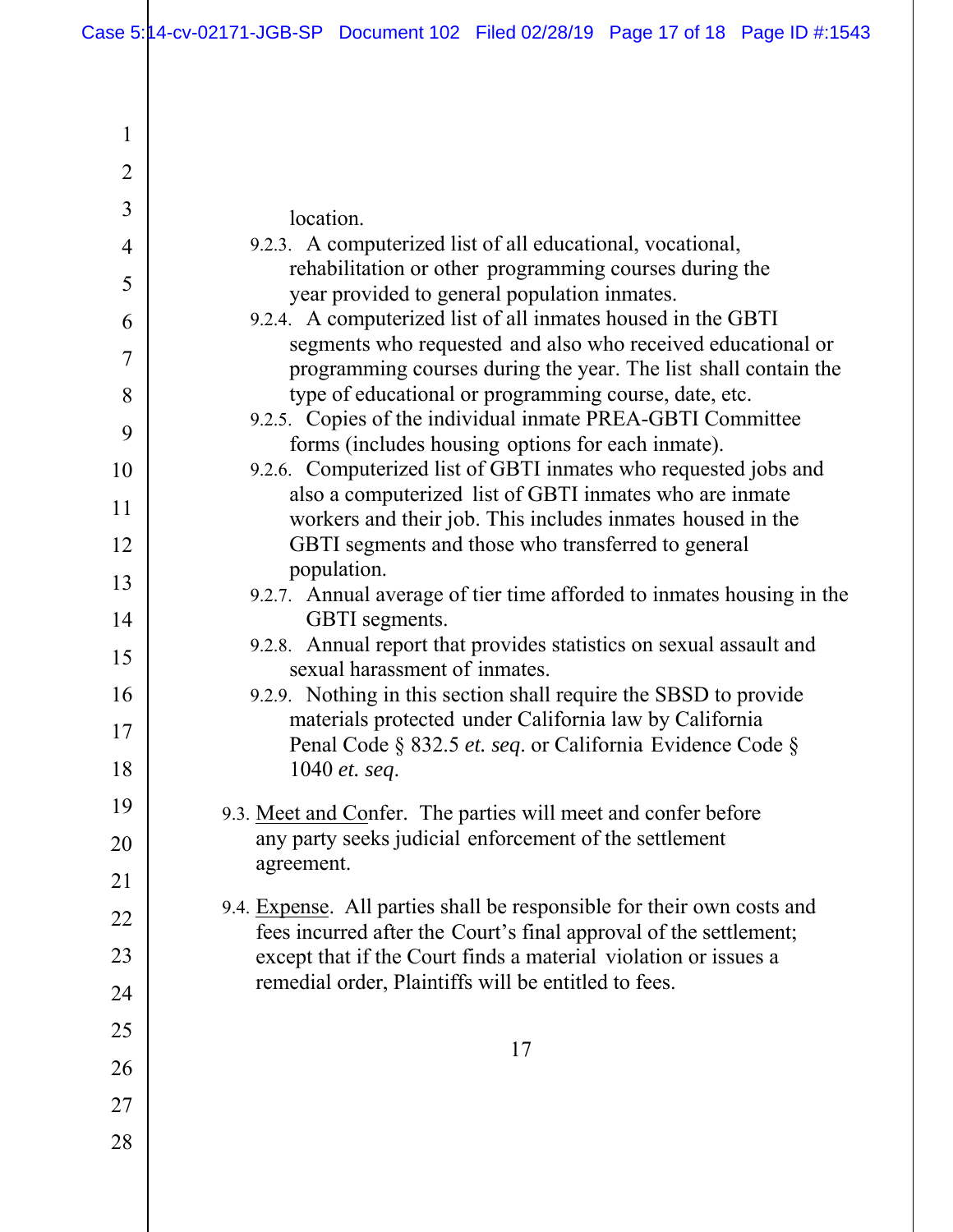location.

9.2.3. A computerized list of all educational, vocational, rehabilitation or other programming courses during the year provided to general population inmates.

9.2.4. A computerized list of all inmates housed in the GBTI segments who requested and also who received educational or programming courses during the year. The list shall contain the type of educational or programming course, date, etc.

9.2.5. Copies of the individual inmate PREA-GBTI Committee forms (includes housing options for each inmate).

9.2.6. Computerized list of GBTI inmates who requested jobs and also a computerized list of GBTI inmates who are inmate workers and their job. This includes inmates housed in the GBTI segments and those who transferred to general population.

9.2.7. Annual average of tier time afforded to inmates housing in the GBTI segments.

9.2.8. Annual report that provides statistics on sexual assault and sexual harassment of inmates.

9.2.9. Nothing in this section shall require the SBSD to provide materials protected under California law by California Penal Code § 832.5 *et. seq*. or California Evidence Code § 1040 *et. seq*.

9.3. Meet and Confer. The parties will meet and confer before any party seeks judicial enforcement of the settlement agreement.

9.4. Expense. All parties shall be responsible for their own costs and fees incurred after the Court's final approval of the settlement; except that if the Court finds a material violation or issues a remedial order, Plaintiffs will be entitled to fees.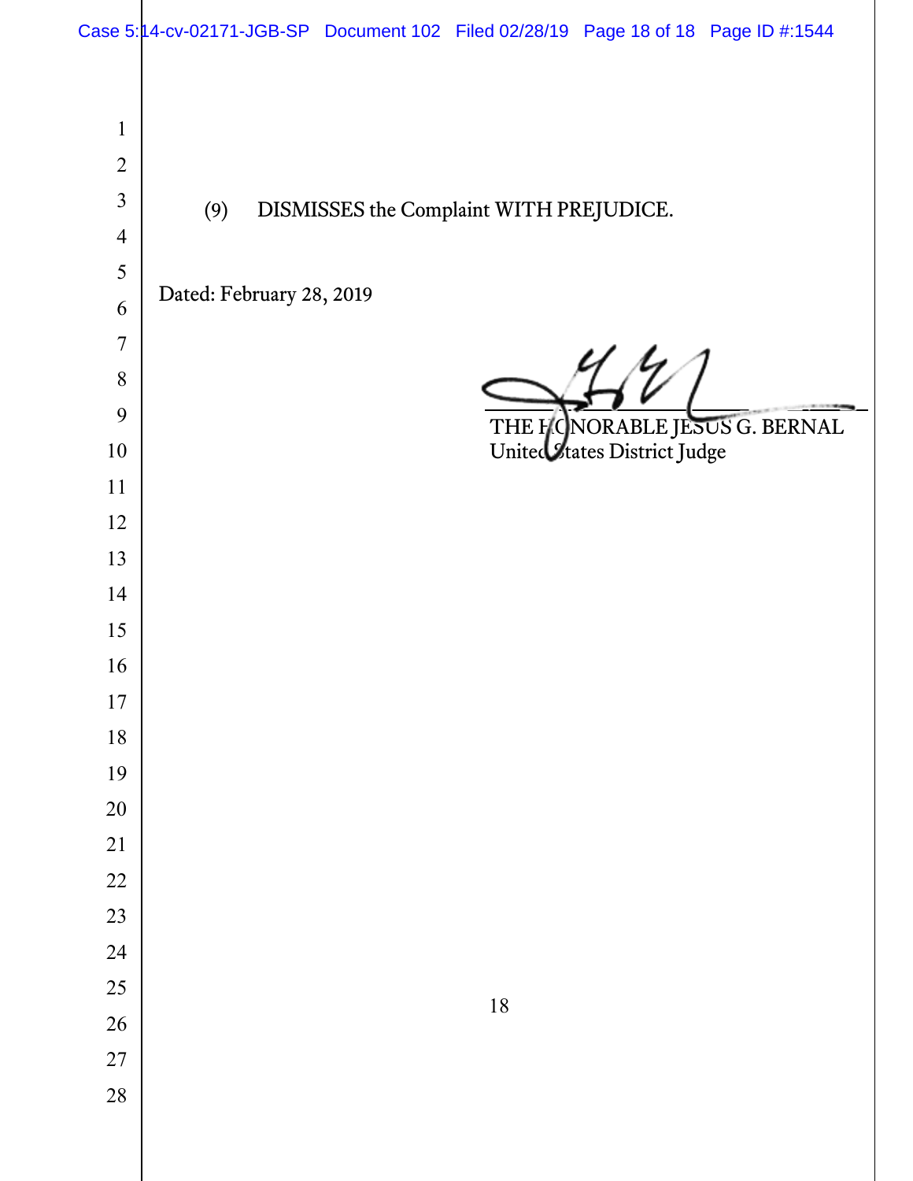(9) DISMISSES the Complaint WITH PREJUDICE.

Dated: February 28, 2019

THE HONORABLE JESUS G. BERNAL
United States District Judge